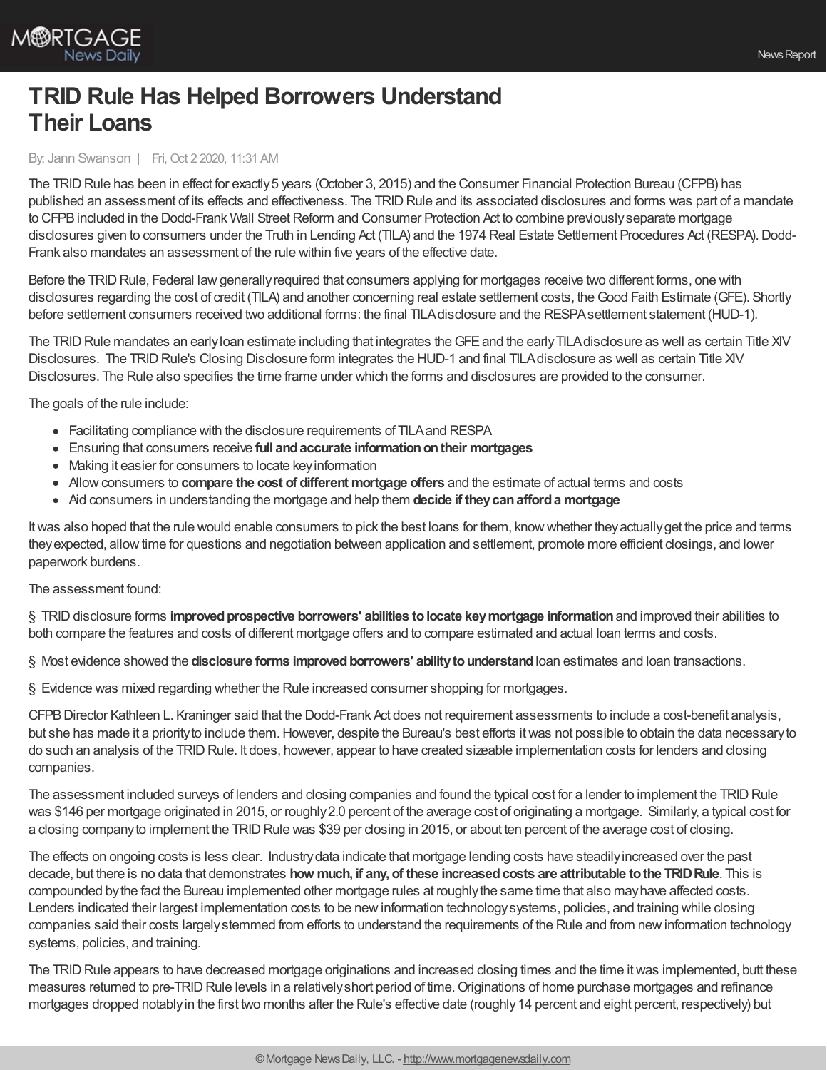# TRID Rule Has Helped Borrowers Understand Their Loans

By: Jann Swanson | Fri, Oct 2 2020, 11:31 AM

The TRID Rule has been in effect for exactly 5 years (October 3, 2015) and the Consumer Financial Protection Bureau (CFPB) has published an assessment of its effects and effectiveness. The TRID Rule and its associated disclosures and forms was part of a mandate to CFPB included in the Dodd-Frank Wall Street Reform and Consumer Protection Act to combine previously separate mortgage disclosures given to consumers under the Truth in Lending Act (TILA) and the 1974 Real Estate Settlement Procedures Act (RESPA). Dodd-Frank also mandates an assessment of the rule within five years of the effective date.

Before the TRID Rule, Federal law generally required that consumers applying for mortgages receive two different forms, one with disclosures regarding the cost of credit (TILA) and another concerning real estate settlement costs, the Good Faith Estimate (GFE). Shortly before settlement consumers received two additional forms: the final TILA disclosure and the RESPA settlement statement (HUD-1).

The TRID Rule mandates an early loan estimate including that integrates the GFE and the early TILA disclosure as well as certain Title XIV Disclosures. The TRID Rule's Closing Disclosure form integrates the HUD-1 and final TILA disclosure as well as certain Title XIV Disclosures. The Rule also specifies the time frame under which the forms and disclosures are provided to the consumer.

The goals of the rule include:

- Facilitating compliance with the disclosure requirements of TILA and RESPA
- Ensuring that consumers receive **full and accurate information on their mortgages**
- Making it easier for consumers to locate key information
- Allow consumers to **compare the cost of different mortgage offers** and the estimate of actual terms and costs
- Aid consumers in understanding the mortgage and help them **decide if they can afford a mortgage**

It was also hoped that the rule would enable consumers to pick the best loans for them, know whether they actually get the price and terms they expected, allow time for questions and negotiation between application and settlement, promote more efficient closings, and lower paperwork burdens.

The assessment found:

§ TRID disclosure forms **improved prospective borrowers' abilities to locate key mortgage information** and improved their abilities to both compare the features and costs of different mortgage offers and to compare estimated and actual loan terms and costs.

§ Most evidence showed the **disclosure forms improved borrowers' ability to understand** loan estimates and loan transactions.

§ Evidence was mixed regarding whether the Rule increased consumer shopping for mortgages.

CFPB Director Kathleen L. Kraninger said that the Dodd-Frank Act does not requirement assessments to include a cost-benefit analysis, but she has made it a priority to include them. However, despite the Bureau's best efforts it was not possible to obtain the data necessary to do such an analysis of the TRID Rule. It does, however, appear to have created sizeable implementation costs for lenders and closing companies.

The assessment included surveys of lenders and closing companies and found the typical cost for a lender to implement the TRID Rule was $146 per mortgage originated in 2015, or roughly 2.0 percent of the average cost of originating a mortgage. Similarly, a typical cost for a closing company to implement the TRID Rule was $39 per closing in 2015, or about ten percent of the average cost of closing.

The effects on ongoing costs is less clear. Industry data indicate that mortgage lending costs have steadily increased over the past decade, but there is no data that demonstrates **how much, if any, of these increased costs are attributable to the TRID Rule**. This is compounded by the fact the Bureau implemented other mortgage rules at roughly the same time that also may have affected costs. Lenders indicated their largest implementation costs to be new information technology systems, policies, and training while closing companies said their costs largely stemmed from efforts to understand the requirements of the Rule and from new information technology systems, policies, and training.

The TRID Rule appears to have decreased mortgage originations and increased closing times and the time it was implemented, butt these measures returned to pre-TRID Rule levels in a relatively short period of time. Originations of home purchase mortgages and refinance mortgages dropped notably in the first two months after the Rule's effective date (roughly 14 percent and eight percent, respectively) but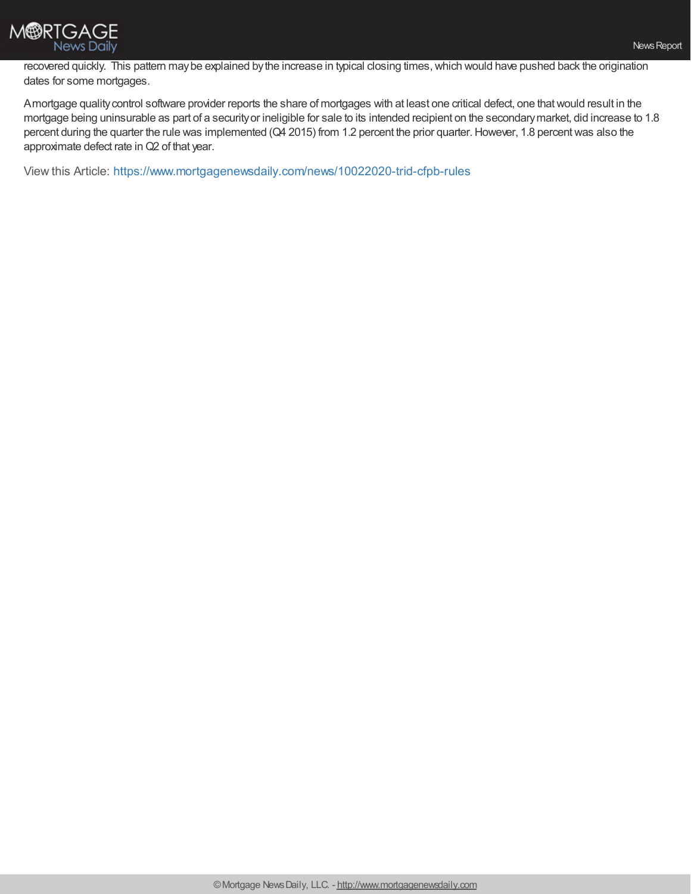recovered quickly. This pattern may be explained by the increase in typical closing times, which would have pushed back the origination dates for some mortgages.

A mortgage quality control software provider reports the share of mortgages with at least one critical defect, one that would result in the mortgage being uninsurable as part of a security or ineligible for sale to its intended recipient on the secondary market, did increase to 1.8 percent during the quarter the rule was implemented (Q4 2015) from 1.2 percent the prior quarter. However, 1.8 percent was also the approximate defect rate in Q2 of that year.

View this Article: https://www.mortgagenewsdaily.com/news/10022020-trid-cfpb-rules